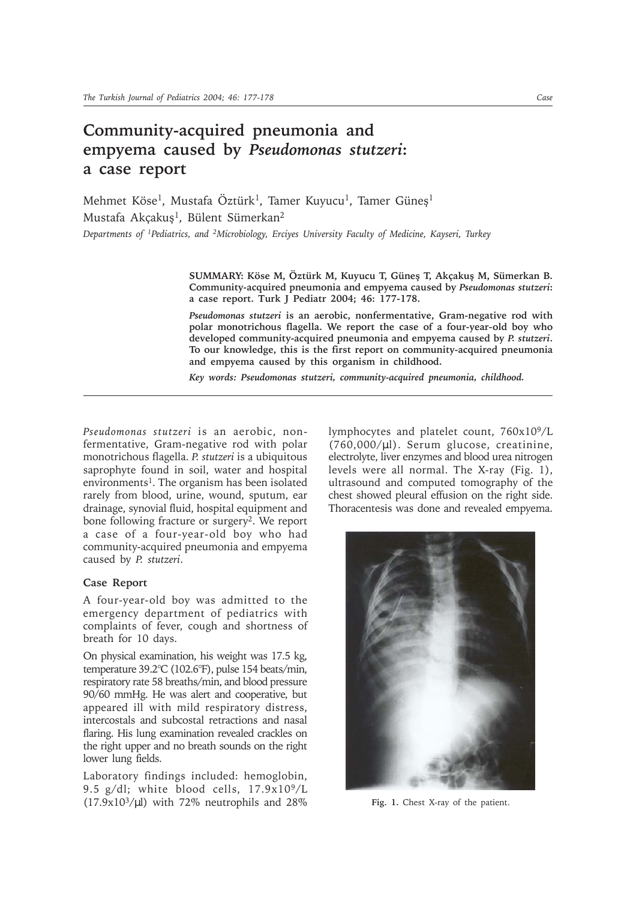# Community-acquired pneumonia and empyema caused by *Pseudomonas stutzeri*: a case report

Mehmet Köse[1], Mustafa Öztürk[1], Tamer Kuyucu[1], Tamer Güneş[1]
Mustafa Akçakuş[1], Bülent Sümerkan[2]

*Departments of [1]Pediatrics, and [2]Microbiology, Erciyes University Faculty of Medicine, Kayseri, Turkey*

**SUMMARY: Köse M, Öztürk M, Kuyucu T, Güneş T, Akçakuş M, Sümerkan B. Community-acquired pneumonia and empyema caused by *Pseudomonas stutzeri*: a case report. Turk J Pediatr 2004; 46: 177-178.**

***Pseudomonas stutzeri* is an aerobic, nonfermentative, Gram-negative rod with polar monotrichous flagella. We report the case of a four-year-old boy who developed community-acquired pneumonia and empyema caused by *P. stutzeri*. To our knowledge, this is the first report on community-acquired pneumonia and empyema caused by this organism in childhood.**

***Key words: Pseudomonas stutzeri, community-acquired pneumonia, childhood.***

---

*Pseudomonas stutzeri* is an aerobic, nonfermentative, Gram-negative rod with polar monotrichous flagella. *P. stutzeri* is a ubiquitous saprophyte found in soil, water and hospital environments[1]. The organism has been isolated rarely from blood, urine, wound, sputum, ear drainage, synovial fluid, hospital equipment and bone following fracture or surgery[2]. We report a case of a four-year-old boy who had community-acquired pneumonia and empyema caused by *P. stutzeri*.

## Case Report

A four-year-old boy was admitted to the emergency department of pediatrics with complaints of fever, cough and shortness of breath for 10 days.

On physical examination, his weight was 17.5 kg, temperature 39.2°C (102.6°F), pulse 154 beats/min, respiratory rate 58 breaths/min, and blood pressure 90/60 mmHg. He was alert and cooperative, but appeared ill with mild respiratory distress, intercostals and subcostal retractions and nasal flaring. His lung examination revealed crackles on the right upper and no breath sounds on the right lower lung fields.

Laboratory findings included: hemoglobin, 9.5 g/dl; white blood cells, $17.9 \times 10^9$/L ($17.9 \times 10^3$/µl) with 72% neutrophils and 28% lymphocytes and platelet count, $760 \times 10^9$/L (760,000/µl). Serum glucose, creatinine, electrolyte, liver enzymes and blood urea nitrogen levels were all normal. The X-ray (Fig. 1), ultrasound and computed tomography of the chest showed pleural effusion on the right side. Thoracentesis was done and revealed empyema.

**Fig. 1.** Chest X-ray of the patient.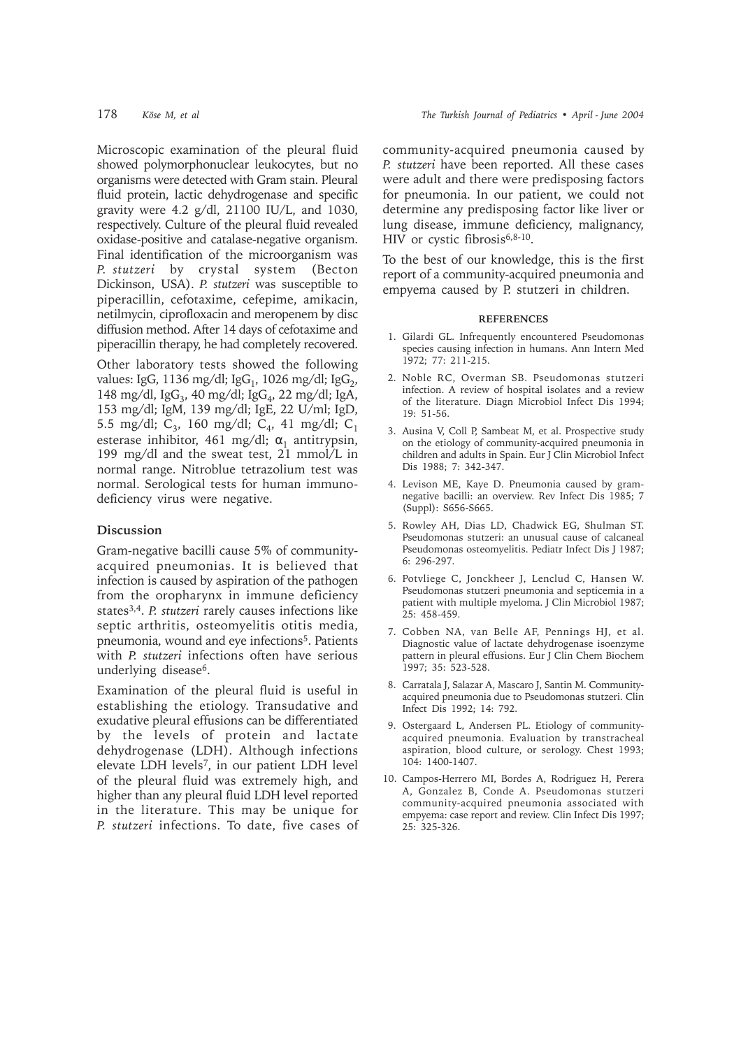Microscopic examination of the pleural fluid showed polymorphonuclear leukocytes, but no organisms were detected with Gram stain. Pleural fluid protein, lactic dehydrogenase and specific gravity were 4.2 g/dl, 21100 IU/L, and 1030, respectively. Culture of the pleural fluid revealed oxidase-positive and catalase-negative organism. Final identification of the microorganism was *P. stutzeri* by crystal system (Becton Dickinson, USA). *P. stutzeri* was susceptible to piperacillin, cefotaxime, cefepime, amikacin, netilmycin, ciprofloxacin and meropenem by disc diffusion method. After 14 days of cefotaxime and piperacillin therapy, he had completely recovered.

Other laboratory tests showed the following values: IgG, 1136 mg/dl; $IgG_1$, 1026 mg/dl; $IgG_2$, 148 mg/dl, $IgG_3$, 40 mg/dl; $IgG_4$, 22 mg/dl; IgA, 153 mg/dl; IgM, 139 mg/dl; IgE, 22 U/ml; IgD, 5.5 mg/dl; $C_3$, 160 mg/dl; $C_4$, 41 mg/dl; $C_1$ esterase inhibitor, 461 mg/dl; $\alpha_1$ antitrypsin, 199 mg/dl and the sweat test, 21 mmol/L in normal range. Nitroblue tetrazolium test was normal. Serological tests for human immunodeficiency virus were negative.

## Discussion

Gram-negative bacilli cause 5% of community-acquired pneumonias. It is believed that infection is caused by aspiration of the pathogen from the oropharynx in immune deficiency states[3,4]. *P. stutzeri* rarely causes infections like septic arthritis, osteomyelitis otitis media, pneumonia, wound and eye infections[5]. Patients with *P. stutzeri* infections often have serious underlying disease[6].

Examination of the pleural fluid is useful in establishing the etiology. Transudative and exudative pleural effusions can be differentiated by the levels of protein and lactate dehydrogenase (LDH). Although infections elevate LDH levels[7], in our patient LDH level of the pleural fluid was extremely high, and higher than any pleural fluid LDH level reported in the literature. This may be unique for *P. stutzeri* infections. To date, five cases of community-acquired pneumonia caused by *P. stutzeri* have been reported. All these cases were adult and there were predisposing factors for pneumonia. In our patient, we could not determine any predisposing factor like liver or lung disease, immune deficiency, malignancy, HIV or cystic fibrosis[6,8-10].

To the best of our knowledge, this is the first report of a community-acquired pneumonia and empyema caused by P. stutzeri in children.

### REFERENCES

1. Gilardi GL. Infrequently encountered Pseudomonas species causing infection in humans. Ann Intern Med 1972; 77: 211-215.
2. Noble RC, Overman SB. Pseudomonas stutzeri infection. A review of hospital isolates and a review of the literature. Diagn Microbiol Infect Dis 1994; 19: 51-56.
3. Ausina V, Coll P, Sambeat M, et al. Prospective study on the etiology of community-acquired pneumonia in children and adults in Spain. Eur J Clin Microbiol Infect Dis 1988; 7: 342-347.
4. Levison ME, Kaye D. Pneumonia caused by gram-negative bacilli: an overview. Rev Infect Dis 1985; 7 (Suppl): S656-S665.
5. Rowley AH, Dias LD, Chadwick EG, Shulman ST. Pseudomonas stutzeri: an unusual cause of calcaneal Pseudomonas osteomyelitis. Pediatr Infect Dis J 1987; 6: 296-297.
6. Potvliege C, Jonckheer J, Lenclud C, Hansen W. Pseudomonas stutzeri pneumonia and septicemia in a patient with multiple myeloma. J Clin Microbiol 1987; 25: 458-459.
7. Cobben NA, van Belle AF, Pennings HJ, et al. Diagnostic value of lactate dehydrogenase isoenzyme pattern in pleural effusions. Eur J Clin Chem Biochem 1997; 35: 523-528.
8. Carratala J, Salazar A, Mascaro J, Santin M. Community-acquired pneumonia due to Pseudomonas stutzeri. Clin Infect Dis 1992; 14: 792.
9. Ostergaard L, Andersen PL. Etiology of community-acquired pneumonia. Evaluation by transtracheal aspiration, blood culture, or serology. Chest 1993; 104: 1400-1407.
10. Campos-Herrero MI, Bordes A, Rodriguez H, Perera A, Gonzalez B, Conde A. Pseudomonas stutzeri community-acquired pneumonia associated with empyema: case report and review. Clin Infect Dis 1997; 25: 325-326.